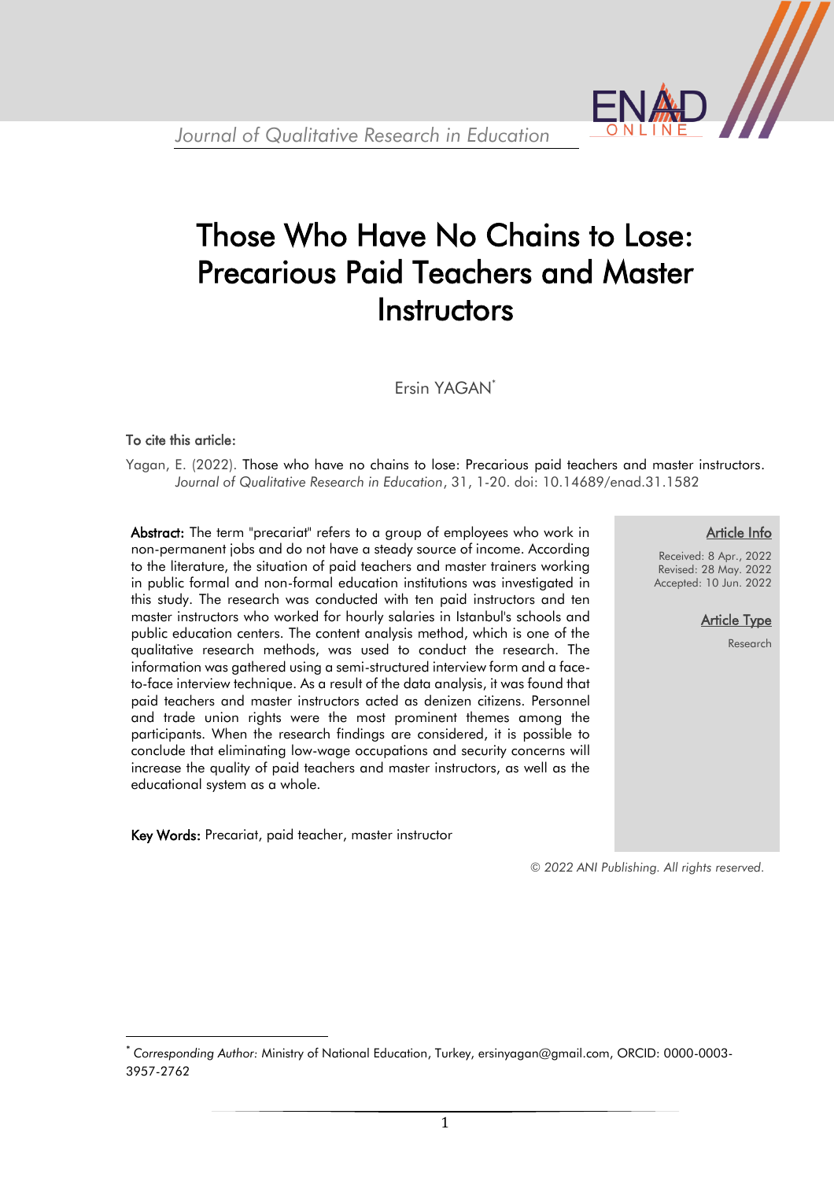# Those Who Have No Chains to Lose: Precarious Paid Teachers and Master Instructors

Ersin YAGAN[*]

**To cite this article:**

Yagan, E. (2022). Those who have no chains to lose: Precarious paid teachers and master instructors. *Journal of Qualitative Research in Education*, 31, 1-20. doi: 10.14689/enad.31.1582

**Abstract:** The term "precariat" refers to a group of employees who work in non-permanent jobs and do not have a steady source of income. According to the literature, the situation of paid teachers and master trainers working in public formal and non-formal education institutions was investigated in this study. The research was conducted with ten paid instructors and ten master instructors who worked for hourly salaries in Istanbul's schools and public education centers. The content analysis method, which is one of the qualitative research methods, was used to conduct the research. The information was gathered using a semi-structured interview form and a face-to-face interview technique. As a result of the data analysis, it was found that paid teachers and master instructors acted as denizen citizens. Personnel and trade union rights were the most prominent themes among the participants. When the research findings are considered, it is possible to conclude that eliminating low-wage occupations and security concerns will increase the quality of paid teachers and master instructors, as well as the educational system as a whole.

**Key Words:** Precariat, paid teacher, master instructor

**Article Info**

Received: 8 Apr., 2022
Revised: 28 May. 2022
Accepted: 10 Jun. 2022

**Article Type**

Research

© 2022 ANI Publishing. All rights reserved.

[*] *Corresponding Author:* Ministry of National Education, Turkey, ersinyagan@gmail.com, ORCID: 0000-0003-3957-2762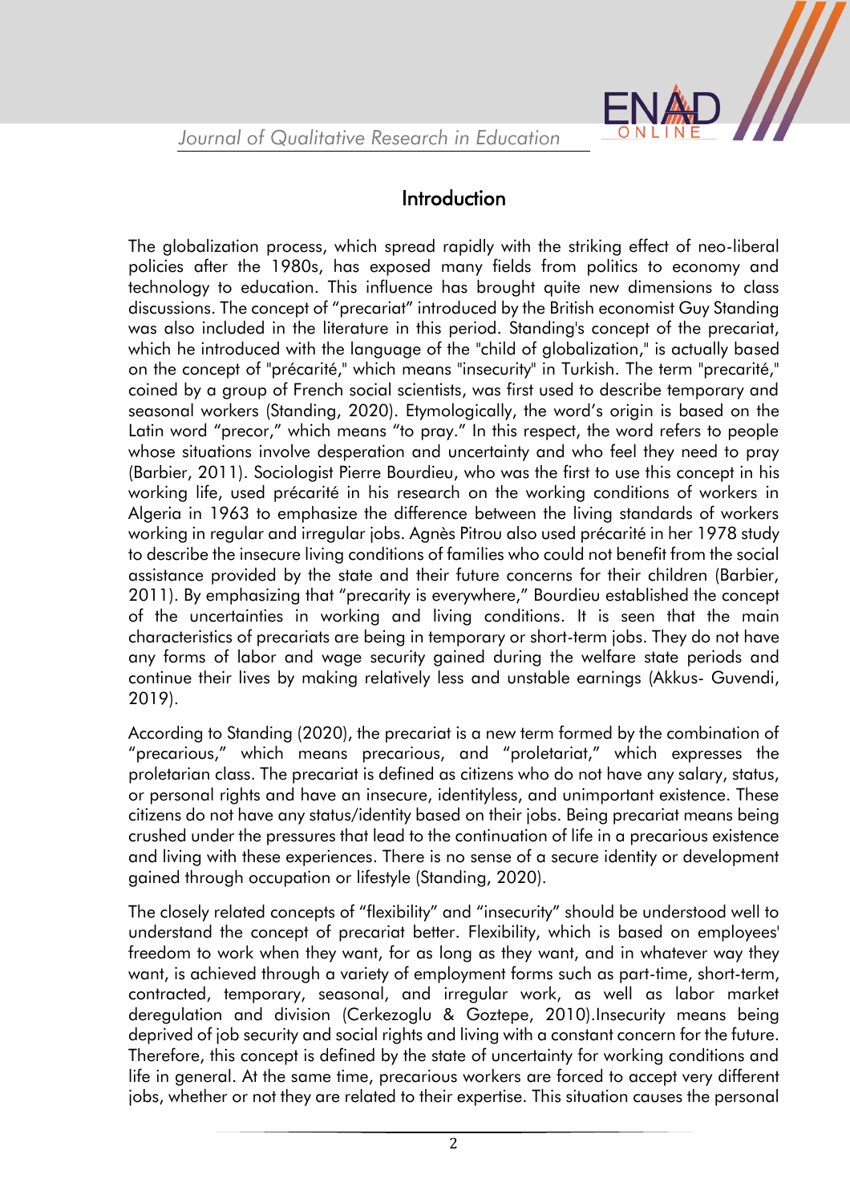## Introduction

The globalization process, which spread rapidly with the striking effect of neo-liberal policies after the 1980s, has exposed many fields from politics to economy and technology to education. This influence has brought quite new dimensions to class discussions. The concept of "precariat" introduced by the British economist Guy Standing was also included in the literature in this period. Standing's concept of the precariat, which he introduced with the language of the "child of globalization," is actually based on the concept of "précarité," which means "insecurity" in Turkish. The term "precarité," coined by a group of French social scientists, was first used to describe temporary and seasonal workers (Standing, 2020). Etymologically, the word's origin is based on the Latin word "precor," which means "to pray." In this respect, the word refers to people whose situations involve desperation and uncertainty and who feel they need to pray (Barbier, 2011). Sociologist Pierre Bourdieu, who was the first to use this concept in his working life, used précarité in his research on the working conditions of workers in Algeria in 1963 to emphasize the difference between the living standards of workers working in regular and irregular jobs. Agnès Pitrou also used précarité in her 1978 study to describe the insecure living conditions of families who could not benefit from the social assistance provided by the state and their future concerns for their children (Barbier, 2011). By emphasizing that "precarity is everywhere," Bourdieu established the concept of the uncertainties in working and living conditions. It is seen that the main characteristics of precariats are being in temporary or short-term jobs. They do not have any forms of labor and wage security gained during the welfare state periods and continue their lives by making relatively less and unstable earnings (Akkus- Guvendi, 2019).

According to Standing (2020), the precariat is a new term formed by the combination of "precarious," which means precarious, and "proletariat," which expresses the proletarian class. The precariat is defined as citizens who do not have any salary, status, or personal rights and have an insecure, identityless, and unimportant existence. These citizens do not have any status/identity based on their jobs. Being precariat means being crushed under the pressures that lead to the continuation of life in a precarious existence and living with these experiences. There is no sense of a secure identity or development gained through occupation or lifestyle (Standing, 2020).

The closely related concepts of "flexibility" and "insecurity" should be understood well to understand the concept of precariat better. Flexibility, which is based on employees' freedom to work when they want, for as long as they want, and in whatever way they want, is achieved through a variety of employment forms such as part-time, short-term, contracted, temporary, seasonal, and irregular work, as well as labor market deregulation and division (Cerkezoglu & Goztepe, 2010).Insecurity means being deprived of job security and social rights and living with a constant concern for the future. Therefore, this concept is defined by the state of uncertainty for working conditions and life in general. At the same time, precarious workers are forced to accept very different jobs, whether or not they are related to their expertise. This situation causes the personal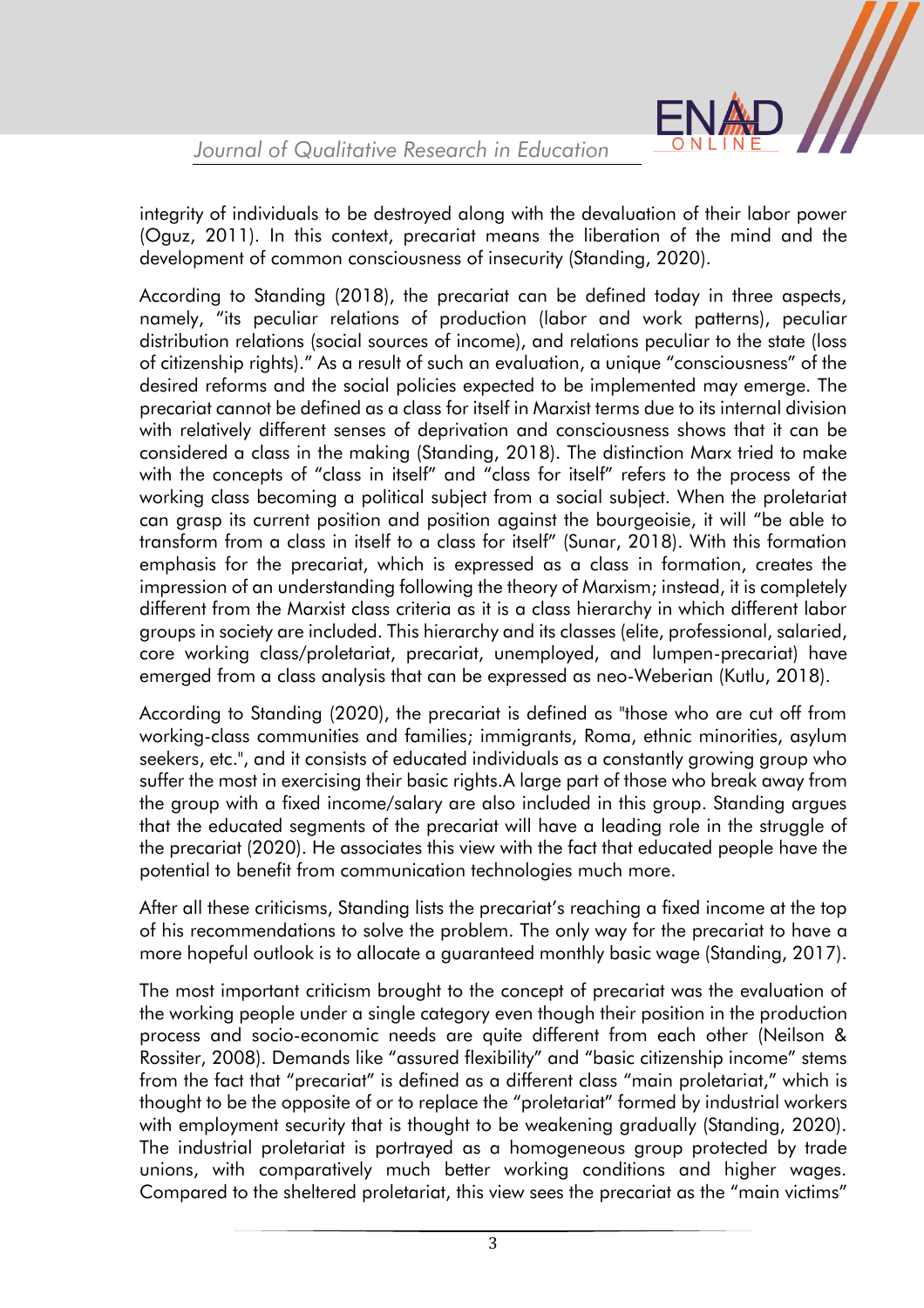integrity of individuals to be destroyed along with the devaluation of their labor power (Oguz, 2011). In this context, precariat means the liberation of the mind and the development of common consciousness of insecurity (Standing, 2020).

According to Standing (2018), the precariat can be defined today in three aspects, namely, "its peculiar relations of production (labor and work patterns), peculiar distribution relations (social sources of income), and relations peculiar to the state (loss of citizenship rights)." As a result of such an evaluation, a unique "consciousness" of the desired reforms and the social policies expected to be implemented may emerge. The precariat cannot be defined as a class for itself in Marxist terms due to its internal division with relatively different senses of deprivation and consciousness shows that it can be considered a class in the making (Standing, 2018). The distinction Marx tried to make with the concepts of "class in itself" and "class for itself" refers to the process of the working class becoming a political subject from a social subject. When the proletariat can grasp its current position and position against the bourgeoisie, it will "be able to transform from a class in itself to a class for itself" (Sunar, 2018). With this formation emphasis for the precariat, which is expressed as a class in formation, creates the impression of an understanding following the theory of Marxism; instead, it is completely different from the Marxist class criteria as it is a class hierarchy in which different labor groups in society are included. This hierarchy and its classes (elite, professional, salaried, core working class/proletariat, precariat, unemployed, and lumpen-precariat) have emerged from a class analysis that can be expressed as neo-Weberian (Kutlu, 2018).

According to Standing (2020), the precariat is defined as "those who are cut off from working-class communities and families; immigrants, Roma, ethnic minorities, asylum seekers, etc.", and it consists of educated individuals as a constantly growing group who suffer the most in exercising their basic rights.A large part of those who break away from the group with a fixed income/salary are also included in this group. Standing argues that the educated segments of the precariat will have a leading role in the struggle of the precariat (2020). He associates this view with the fact that educated people have the potential to benefit from communication technologies much more.

After all these criticisms, Standing lists the precariat's reaching a fixed income at the top of his recommendations to solve the problem. The only way for the precariat to have a more hopeful outlook is to allocate a guaranteed monthly basic wage (Standing, 2017).

The most important criticism brought to the concept of precariat was the evaluation of the working people under a single category even though their position in the production process and socio-economic needs are quite different from each other (Neilson & Rossiter, 2008). Demands like "assured flexibility" and "basic citizenship income" stems from the fact that "precariat" is defined as a different class "main proletariat," which is thought to be the opposite of or to replace the "proletariat" formed by industrial workers with employment security that is thought to be weakening gradually (Standing, 2020). The industrial proletariat is portrayed as a homogeneous group protected by trade unions, with comparatively much better working conditions and higher wages. Compared to the sheltered proletariat, this view sees the precariat as the "main victims"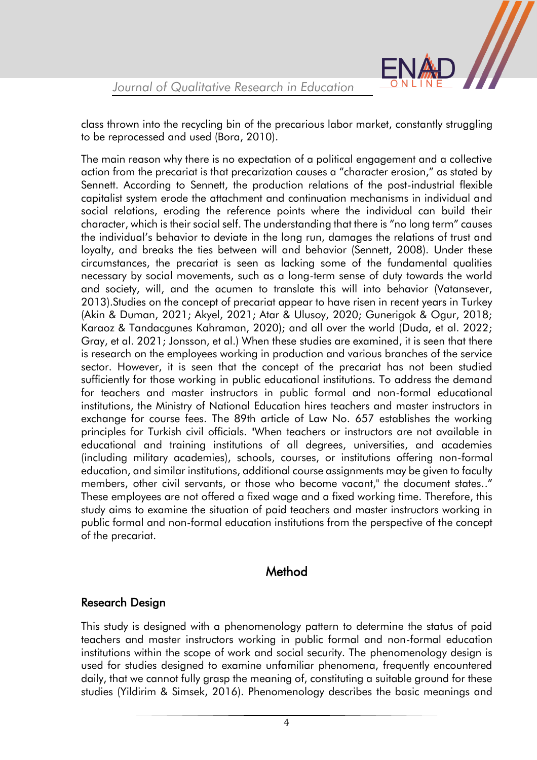class thrown into the recycling bin of the precarious labor market, constantly struggling to be reprocessed and used (Bora, 2010).

The main reason why there is no expectation of a political engagement and a collective action from the precariat is that precarization causes a "character erosion," as stated by Sennett. According to Sennett, the production relations of the post-industrial flexible capitalist system erode the attachment and continuation mechanisms in individual and social relations, eroding the reference points where the individual can build their character, which is their social self. The understanding that there is "no long term" causes the individual's behavior to deviate in the long run, damages the relations of trust and loyalty, and breaks the ties between will and behavior (Sennett, 2008). Under these circumstances, the precariat is seen as lacking some of the fundamental qualities necessary by social movements, such as a long-term sense of duty towards the world and society, will, and the acumen to translate this will into behavior (Vatansever, 2013).Studies on the concept of precariat appear to have risen in recent years in Turkey (Akin & Duman, 2021; Akyel, 2021; Atar & Ulusoy, 2020; Gunerigok & Ogur, 2018; Karaoz & Tandacgunes Kahraman, 2020); and all over the world (Duda, et al. 2022; Gray, et al. 2021; Jonsson, et al.) When these studies are examined, it is seen that there is research on the employees working in production and various branches of the service sector. However, it is seen that the concept of the precariat has not been studied sufficiently for those working in public educational institutions. To address the demand for teachers and master instructors in public formal and non-formal educational institutions, the Ministry of National Education hires teachers and master instructors in exchange for course fees. The 89th article of Law No. 657 establishes the working principles for Turkish civil officials. "When teachers or instructors are not available in educational and training institutions of all degrees, universities, and academies (including military academies), schools, courses, or institutions offering non-formal education, and similar institutions, additional course assignments may be given to faculty members, other civil servants, or those who become vacant," the document states.." These employees are not offered a fixed wage and a fixed working time. Therefore, this study aims to examine the situation of paid teachers and master instructors working in public formal and non-formal education institutions from the perspective of the concept of the precariat.

## Method

### Research Design

This study is designed with a phenomenology pattern to determine the status of paid teachers and master instructors working in public formal and non-formal education institutions within the scope of work and social security. The phenomenology design is used for studies designed to examine unfamiliar phenomena, frequently encountered daily, that we cannot fully grasp the meaning of, constituting a suitable ground for these studies (Yildirim & Simsek, 2016). Phenomenology describes the basic meanings and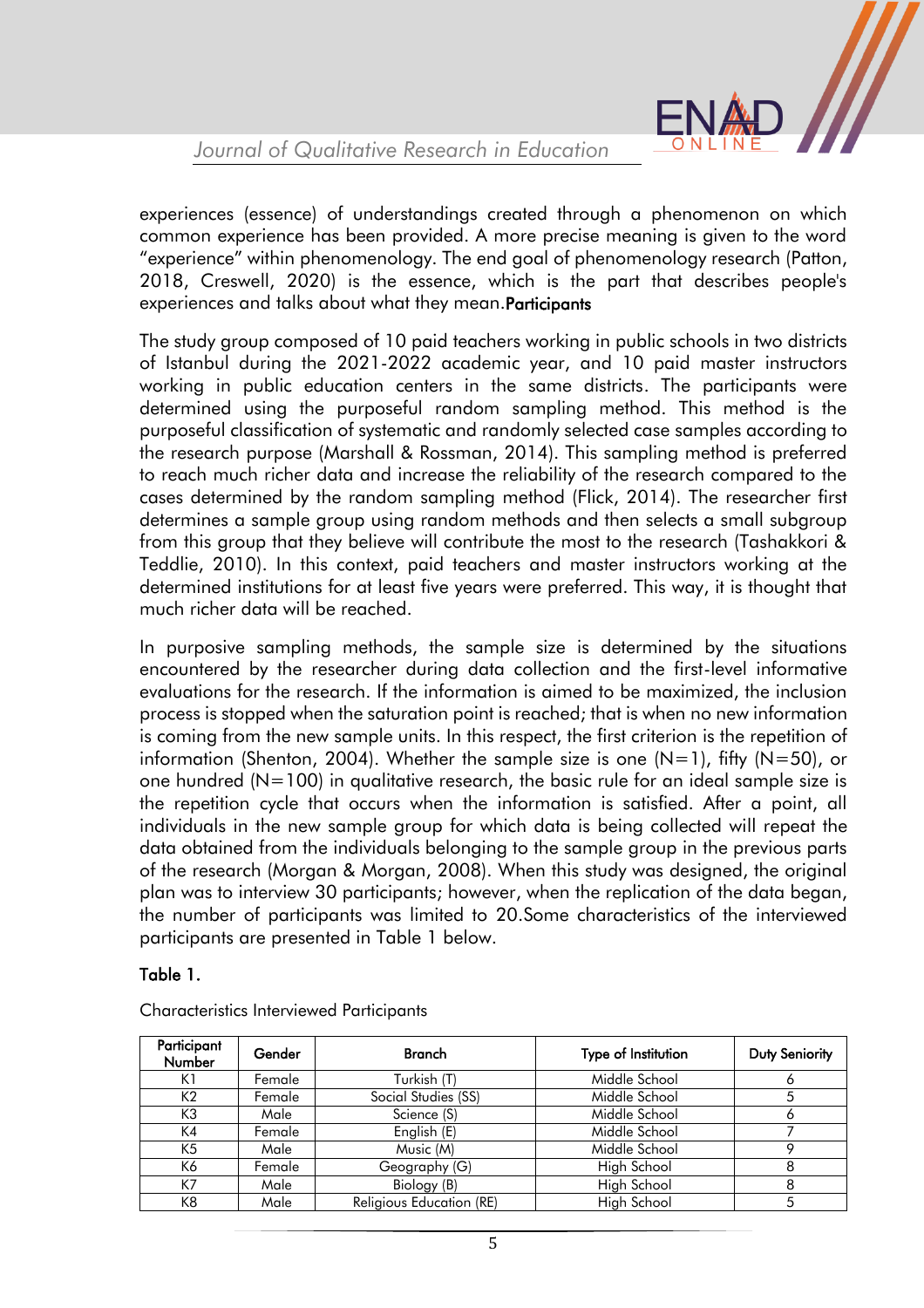experiences (essence) of understandings created through a phenomenon on which common experience has been provided. A more precise meaning is given to the word "experience" within phenomenology. The end goal of phenomenology research (Patton, 2018, Creswell, 2020) is the essence, which is the part that describes people's experiences and talks about what they mean.

## Participants

The study group composed of 10 paid teachers working in public schools in two districts of Istanbul during the 2021-2022 academic year, and 10 paid master instructors working in public education centers in the same districts. The participants were determined using the purposeful random sampling method. This method is the purposeful classification of systematic and randomly selected case samples according to the research purpose (Marshall & Rossman, 2014). This sampling method is preferred to reach much richer data and increase the reliability of the research compared to the cases determined by the random sampling method (Flick, 2014). The researcher first determines a sample group using random methods and then selects a small subgroup from this group that they believe will contribute the most to the research (Tashakkori & Teddlie, 2010). In this context, paid teachers and master instructors working at the determined institutions for at least five years were preferred. This way, it is thought that much richer data will be reached.

In purposive sampling methods, the sample size is determined by the situations encountered by the researcher during data collection and the first-level informative evaluations for the research. If the information is aimed to be maximized, the inclusion process is stopped when the saturation point is reached; that is when no new information is coming from the new sample units. In this respect, the first criterion is the repetition of information (Shenton, 2004). Whether the sample size is one (N=1), fifty (N=50), or one hundred (N=100) in qualitative research, the basic rule for an ideal sample size is the repetition cycle that occurs when the information is satisfied. After a point, all individuals in the new sample group for which data is being collected will repeat the data obtained from the individuals belonging to the sample group in the previous parts of the research (Morgan & Morgan, 2008). When this study was designed, the original plan was to interview 30 participants; however, when the replication of the data began, the number of participants was limited to 20.Some characteristics of the interviewed participants are presented in Table 1 below.

**Table 1.**

Characteristics Interviewed Participants

| Participant Number | Gender | Branch | Type of Institution | Duty Seniority |
|---|---|---|---|---|
| K1 | Female | Turkish (T) | Middle School | 6 |
| K2 | Female | Social Studies (SS) | Middle School | 5 |
| K3 | Male | Science (S) | Middle School | 6 |
| K4 | Female | English (E) | Middle School | 7 |
| K5 | Male | Music (M) | Middle School | 9 |
| K6 | Female | Geography (G) | High School | 8 |
| K7 | Male | Biology (B) | High School | 8 |
| K8 | Male | Religious Education (RE) | High School | 5 |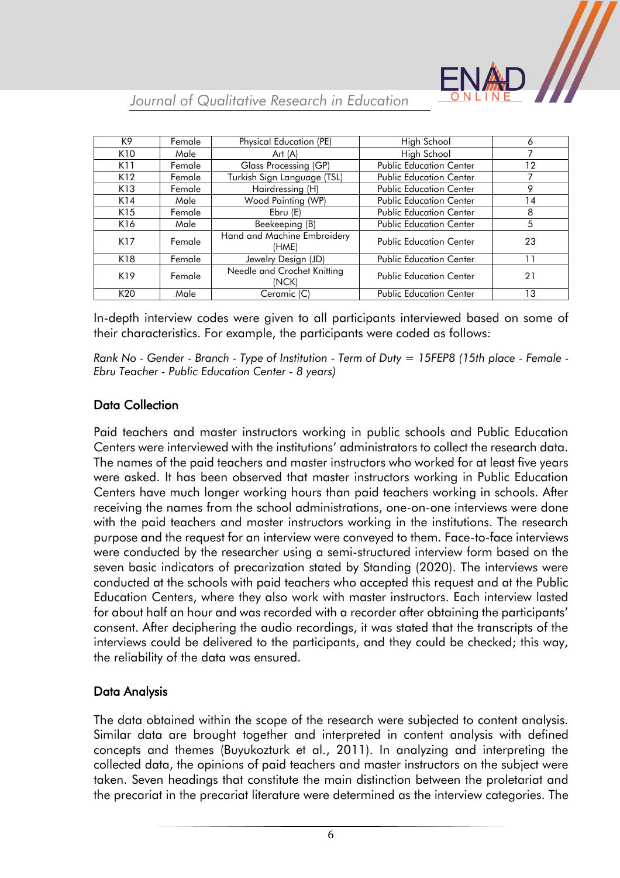| K9 | Female | Physical Education (PE) | High School | 6 |
|---|---|---|---|---|
| K10 | Male | Art (A) | High School | 7 |
| K11 | Female | Glass Processing (GP) | Public Education Center | 12 |
| K12 | Female | Turkish Sign Language (TSL) | Public Education Center | 7 |
| K13 | Female | Hairdressing (H) | Public Education Center | 9 |
| K14 | Male | Wood Painting (WP) | Public Education Center | 14 |
| K15 | Female | Ebru (E) | Public Education Center | 8 |
| K16 | Male | Beekeeping (B) | Public Education Center | 5 |
| K17 | Female | Hand and Machine Embroidery (HME) | Public Education Center | 23 |
| K18 | Female | Jewelry Design (JD) | Public Education Center | 11 |
| K19 | Female | Needle and Crochet Knitting (NCK) | Public Education Center | 21 |
| K20 | Male | Ceramic (C) | Public Education Center | 13 |

In-depth interview codes were given to all participants interviewed based on some of their characteristics. For example, the participants were coded as follows:

*Rank No - Gender - Branch - Type of Institution - Term of Duty = 15FEP8 (15th place - Female - Ebru Teacher - Public Education Center - 8 years)*

## Data Collection

Paid teachers and master instructors working in public schools and Public Education Centers were interviewed with the institutions' administrators to collect the research data. The names of the paid teachers and master instructors who worked for at least five years were asked. It has been observed that master instructors working in Public Education Centers have much longer working hours than paid teachers working in schools. After receiving the names from the school administrations, one-on-one interviews were done with the paid teachers and master instructors working in the institutions. The research purpose and the request for an interview were conveyed to them. Face-to-face interviews were conducted by the researcher using a semi-structured interview form based on the seven basic indicators of precarization stated by Standing (2020). The interviews were conducted at the schools with paid teachers who accepted this request and at the Public Education Centers, where they also work with master instructors. Each interview lasted for about half an hour and was recorded with a recorder after obtaining the participants' consent. After deciphering the audio recordings, it was stated that the transcripts of the interviews could be delivered to the participants, and they could be checked; this way, the reliability of the data was ensured.

## Data Analysis

The data obtained within the scope of the research were subjected to content analysis. Similar data are brought together and interpreted in content analysis with defined concepts and themes (Buyukozturk et al., 2011). In analyzing and interpreting the collected data, the opinions of paid teachers and master instructors on the subject were taken. Seven headings that constitute the main distinction between the proletariat and the precariat in the precariat literature were determined as the interview categories. The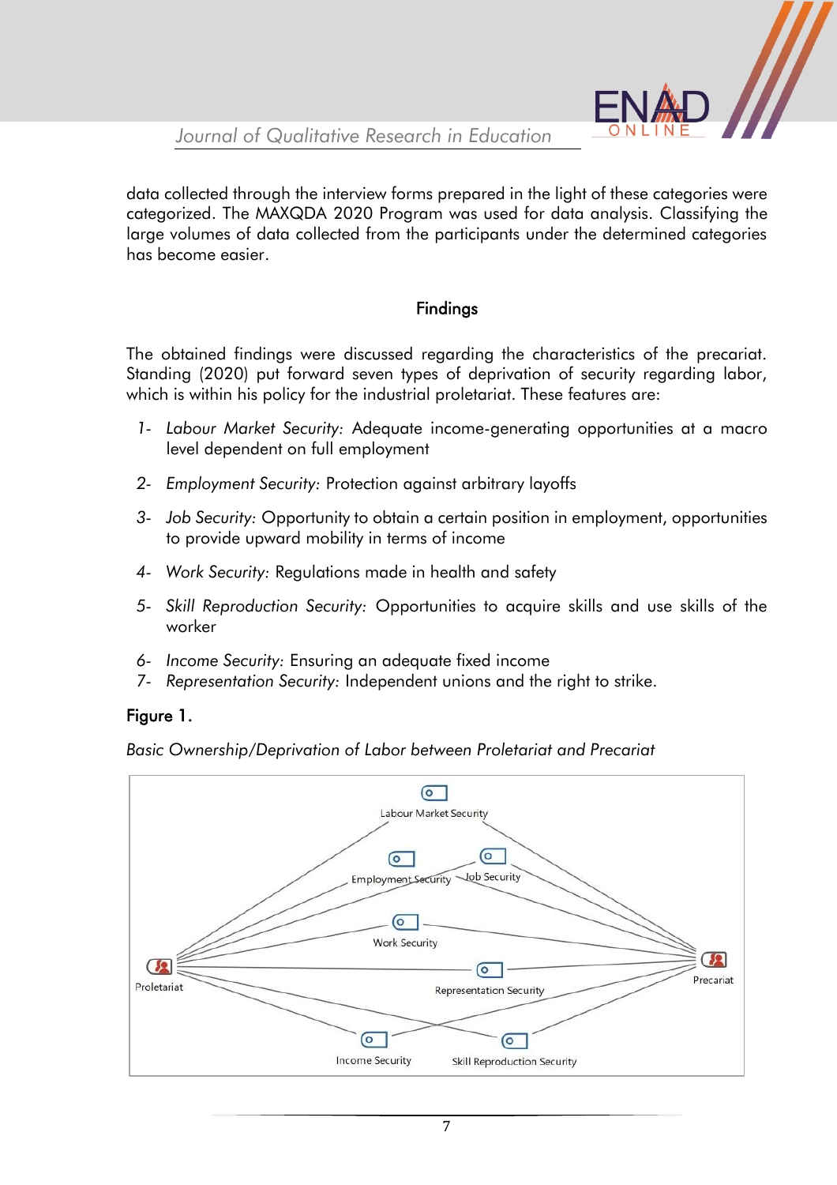data collected through the interview forms prepared in the light of these categories were categorized. The MAXQDA 2020 Program was used for data analysis. Classifying the large volumes of data collected from the participants under the determined categories has become easier.

## Findings

The obtained findings were discussed regarding the characteristics of the precariat. Standing (2020) put forward seven types of deprivation of security regarding labor, which is within his policy for the industrial proletariat. These features are:

1- *Labour Market Security:* Adequate income-generating opportunities at a macro level dependent on full employment

2- *Employment Security:* Protection against arbitrary layoffs

3- *Job Security:* Opportunity to obtain a certain position in employment, opportunities to provide upward mobility in terms of income

4- *Work Security:* Regulations made in health and safety

5- *Skill Reproduction Security:* Opportunities to acquire skills and use skills of the worker

6- *Income Security:* Ensuring an adequate fixed income

7- *Representation Security:* Independent unions and the right to strike.

**Figure 1.**

*Basic Ownership/Deprivation of Labor between Proletariat and Precariat*

Labour Market Security, Employment Security, Job Security, Work Security, Representation Security, Income Security, Skill Reproduction Security, Proletariat, Precariat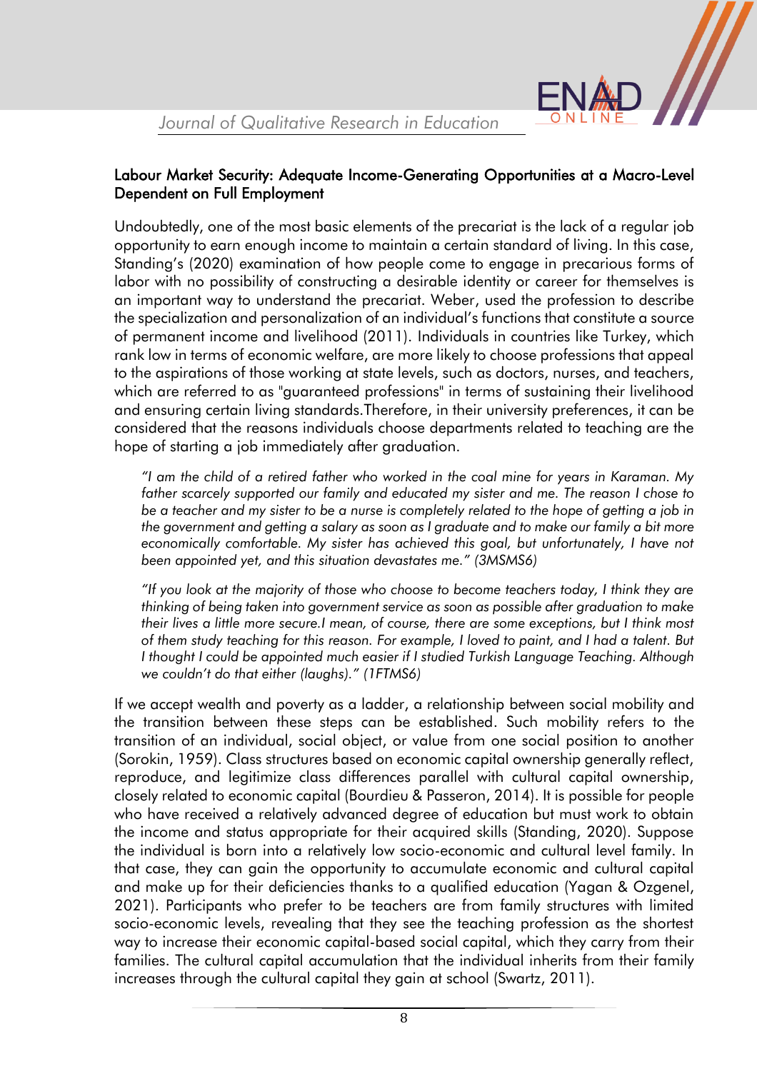## Labour Market Security: Adequate Income-Generating Opportunities at a Macro-Level Dependent on Full Employment

Undoubtedly, one of the most basic elements of the precariat is the lack of a regular job opportunity to earn enough income to maintain a certain standard of living. In this case, Standing's (2020) examination of how people come to engage in precarious forms of labor with no possibility of constructing a desirable identity or career for themselves is an important way to understand the precariat. Weber, used the profession to describe the specialization and personalization of an individual's functions that constitute a source of permanent income and livelihood (2011). Individuals in countries like Turkey, which rank low in terms of economic welfare, are more likely to choose professions that appeal to the aspirations of those working at state levels, such as doctors, nurses, and teachers, which are referred to as "guaranteed professions" in terms of sustaining their livelihood and ensuring certain living standards.Therefore, in their university preferences, it can be considered that the reasons individuals choose departments related to teaching are the hope of starting a job immediately after graduation.

> *"I am the child of a retired father who worked in the coal mine for years in Karaman. My father scarcely supported our family and educated my sister and me. The reason I chose to be a teacher and my sister to be a nurse is completely related to the hope of getting a job in the government and getting a salary as soon as I graduate and to make our family a bit more economically comfortable. My sister has achieved this goal, but unfortunately, I have not been appointed yet, and this situation devastates me." (3MSMS6)*

> *"If you look at the majority of those who choose to become teachers today, I think they are thinking of being taken into government service as soon as possible after graduation to make their lives a little more secure.I mean, of course, there are some exceptions, but I think most of them study teaching for this reason. For example, I loved to paint, and I had a talent. But I thought I could be appointed much easier if I studied Turkish Language Teaching. Although we couldn't do that either (laughs)." (1FTMS6)*

If we accept wealth and poverty as a ladder, a relationship between social mobility and the transition between these steps can be established. Such mobility refers to the transition of an individual, social object, or value from one social position to another (Sorokin, 1959). Class structures based on economic capital ownership generally reflect, reproduce, and legitimize class differences parallel with cultural capital ownership, closely related to economic capital (Bourdieu & Passeron, 2014). It is possible for people who have received a relatively advanced degree of education but must work to obtain the income and status appropriate for their acquired skills (Standing, 2020). Suppose the individual is born into a relatively low socio-economic and cultural level family. In that case, they can gain the opportunity to accumulate economic and cultural capital and make up for their deficiencies thanks to a qualified education (Yagan & Ozgenel, 2021). Participants who prefer to be teachers are from family structures with limited socio-economic levels, revealing that they see the teaching profession as the shortest way to increase their economic capital-based social capital, which they carry from their families. The cultural capital accumulation that the individual inherits from their family increases through the cultural capital they gain at school (Swartz, 2011).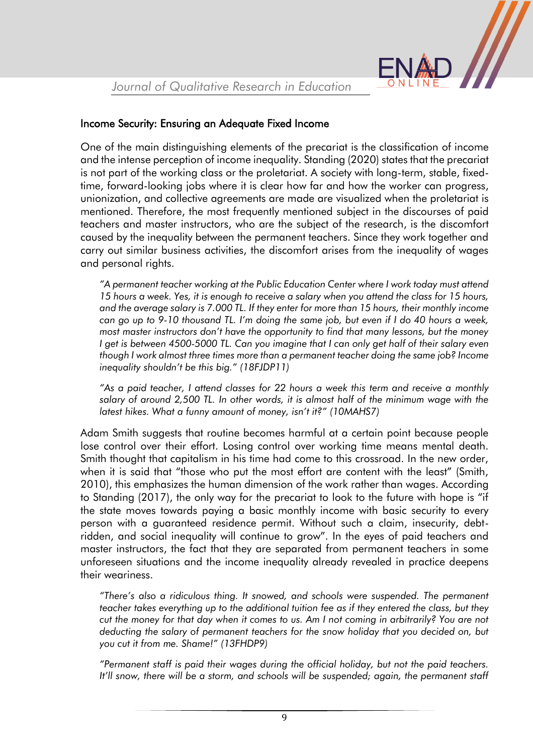### Income Security: Ensuring an Adequate Fixed Income

One of the main distinguishing elements of the precariat is the classification of income and the intense perception of income inequality. Standing (2020) states that the precariat is not part of the working class or the proletariat. A society with long-term, stable, fixed-time, forward-looking jobs where it is clear how far and how the worker can progress, unionization, and collective agreements are made are visualized when the proletariat is mentioned. Therefore, the most frequently mentioned subject in the discourses of paid teachers and master instructors, who are the subject of the research, is the discomfort caused by the inequality between the permanent teachers. Since they work together and carry out similar business activities, the discomfort arises from the inequality of wages and personal rights.

> *"A permanent teacher working at the Public Education Center where I work today must attend 15 hours a week. Yes, it is enough to receive a salary when you attend the class for 15 hours, and the average salary is 7.000 TL. If they enter for more than 15 hours, their monthly income can go up to 9-10 thousand TL. I'm doing the same job, but even if I do 40 hours a week, most master instructors don't have the opportunity to find that many lessons, but the money I get is between 4500-5000 TL. Can you imagine that I can only get half of their salary even though I work almost three times more than a permanent teacher doing the same job? Income inequality shouldn't be this big." (18FJDP11)*

> *"As a paid teacher, I attend classes for 22 hours a week this term and receive a monthly salary of around 2,500 TL. In other words, it is almost half of the minimum wage with the latest hikes. What a funny amount of money, isn't it?" (10MAHS7)*

Adam Smith suggests that routine becomes harmful at a certain point because people lose control over their effort. Losing control over working time means mental death. Smith thought that capitalism in his time had come to this crossroad. In the new order, when it is said that "those who put the most effort are content with the least" (Smith, 2010), this emphasizes the human dimension of the work rather than wages. According to Standing (2017), the only way for the precariat to look to the future with hope is "if the state moves towards paying a basic monthly income with basic security to every person with a guaranteed residence permit. Without such a claim, insecurity, debt-ridden, and social inequality will continue to grow". In the eyes of paid teachers and master instructors, the fact that they are separated from permanent teachers in some unforeseen situations and the income inequality already revealed in practice deepens their weariness.

> *"There's also a ridiculous thing. It snowed, and schools were suspended. The permanent teacher takes everything up to the additional tuition fee as if they entered the class, but they cut the money for that day when it comes to us. Am I not coming in arbitrarily? You are not deducting the salary of permanent teachers for the snow holiday that you decided on, but you cut it from me. Shame!" (13FHDP9)*

> *"Permanent staff is paid their wages during the official holiday, but not the paid teachers. It'll snow, there will be a storm, and schools will be suspended; again, the permanent staff*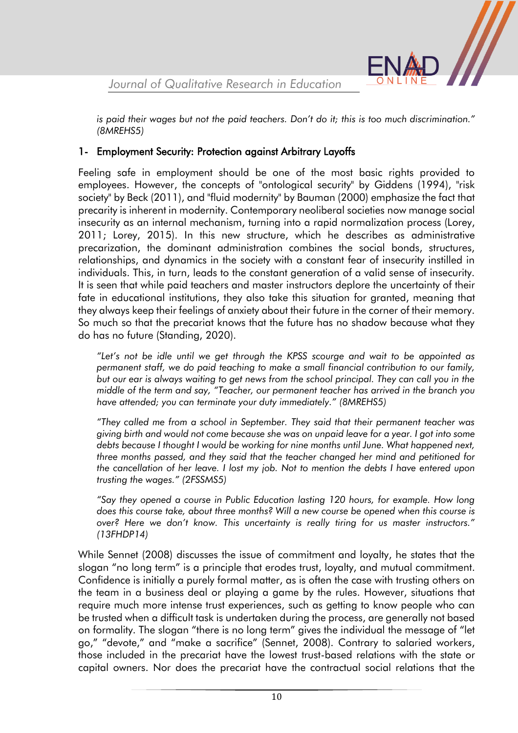*is paid their wages but not the paid teachers. Don't do it; this is too much discrimination." (8MREHS5)*

## 1- Employment Security: Protection against Arbitrary Layoffs

Feeling safe in employment should be one of the most basic rights provided to employees. However, the concepts of "ontological security" by Giddens (1994), "risk society" by Beck (2011), and "fluid modernity" by Bauman (2000) emphasize the fact that precarity is inherent in modernity. Contemporary neoliberal societies now manage social insecurity as an internal mechanism, turning into a rapid normalization process (Lorey, 2011; Lorey, 2015). In this new structure, which he describes as administrative precarization, the dominant administration combines the social bonds, structures, relationships, and dynamics in the society with a constant fear of insecurity instilled in individuals. This, in turn, leads to the constant generation of a valid sense of insecurity. It is seen that while paid teachers and master instructors deplore the uncertainty of their fate in educational institutions, they also take this situation for granted, meaning that they always keep their feelings of anxiety about their future in the corner of their memory. So much so that the precariat knows that the future has no shadow because what they do has no future (Standing, 2020).

> *"Let's not be idle until we get through the KPSS scourge and wait to be appointed as permanent staff, we do paid teaching to make a small financial contribution to our family, but our ear is always waiting to get news from the school principal. They can call you in the middle of the term and say, "Teacher, our permanent teacher has arrived in the branch you have attended; you can terminate your duty immediately." (8MREHS5)*

> *"They called me from a school in September. They said that their permanent teacher was giving birth and would not come because she was on unpaid leave for a year. I got into some debts because I thought I would be working for nine months until June. What happened next, three months passed, and they said that the teacher changed her mind and petitioned for the cancellation of her leave. I lost my job. Not to mention the debts I have entered upon trusting the wages." (2FSSMS5)*

> *"Say they opened a course in Public Education lasting 120 hours, for example. How long does this course take, about three months? Will a new course be opened when this course is over? Here we don't know. This uncertainty is really tiring for us master instructors." (13FHDP14)*

While Sennet (2008) discusses the issue of commitment and loyalty, he states that the slogan "no long term" is a principle that erodes trust, loyalty, and mutual commitment. Confidence is initially a purely formal matter, as is often the case with trusting others on the team in a business deal or playing a game by the rules. However, situations that require much more intense trust experiences, such as getting to know people who can be trusted when a difficult task is undertaken during the process, are generally not based on formality. The slogan "there is no long term" gives the individual the message of "let go," "devote," and "make a sacrifice" (Sennet, 2008). Contrary to salaried workers, those included in the precariat have the lowest trust-based relations with the state or capital owners. Nor does the precariat have the contractual social relations that the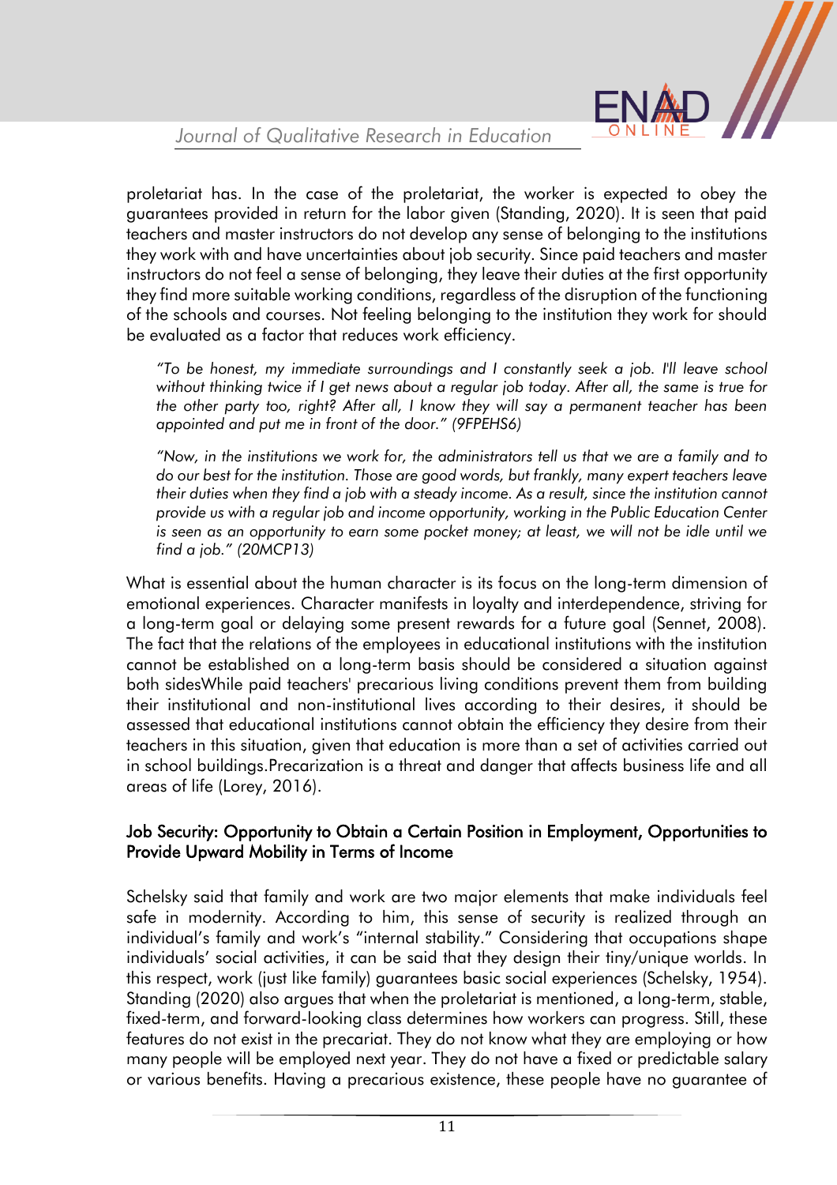proletariat has. In the case of the proletariat, the worker is expected to obey the guarantees provided in return for the labor given (Standing, 2020). It is seen that paid teachers and master instructors do not develop any sense of belonging to the institutions they work with and have uncertainties about job security. Since paid teachers and master instructors do not feel a sense of belonging, they leave their duties at the first opportunity they find more suitable working conditions, regardless of the disruption of the functioning of the schools and courses. Not feeling belonging to the institution they work for should be evaluated as a factor that reduces work efficiency.

> *"To be honest, my immediate surroundings and I constantly seek a job. I'll leave school without thinking twice if I get news about a regular job today. After all, the same is true for the other party too, right? After all, I know they will say a permanent teacher has been appointed and put me in front of the door." (9FPEHS6)*

> *"Now, in the institutions we work for, the administrators tell us that we are a family and to do our best for the institution. Those are good words, but frankly, many expert teachers leave their duties when they find a job with a steady income. As a result, since the institution cannot provide us with a regular job and income opportunity, working in the Public Education Center is seen as an opportunity to earn some pocket money; at least, we will not be idle until we find a job." (20MCP13)*

What is essential about the human character is its focus on the long-term dimension of emotional experiences. Character manifests in loyalty and interdependence, striving for a long-term goal or delaying some present rewards for a future goal (Sennet, 2008). The fact that the relations of the employees in educational institutions with the institution cannot be established on a long-term basis should be considered a situation against both sidesWhile paid teachers' precarious living conditions prevent them from building their institutional and non-institutional lives according to their desires, it should be assessed that educational institutions cannot obtain the efficiency they desire from their teachers in this situation, given that education is more than a set of activities carried out in school buildings.Precarization is a threat and danger that affects business life and all areas of life (Lorey, 2016).

### Job Security: Opportunity to Obtain a Certain Position in Employment, Opportunities to Provide Upward Mobility in Terms of Income

Schelsky said that family and work are two major elements that make individuals feel safe in modernity. According to him, this sense of security is realized through an individual's family and work's "internal stability." Considering that occupations shape individuals' social activities, it can be said that they design their tiny/unique worlds. In this respect, work (just like family) guarantees basic social experiences (Schelsky, 1954). Standing (2020) also argues that when the proletariat is mentioned, a long-term, stable, fixed-term, and forward-looking class determines how workers can progress. Still, these features do not exist in the precariat. They do not know what they are employing or how many people will be employed next year. They do not have a fixed or predictable salary or various benefits. Having a precarious existence, these people have no guarantee of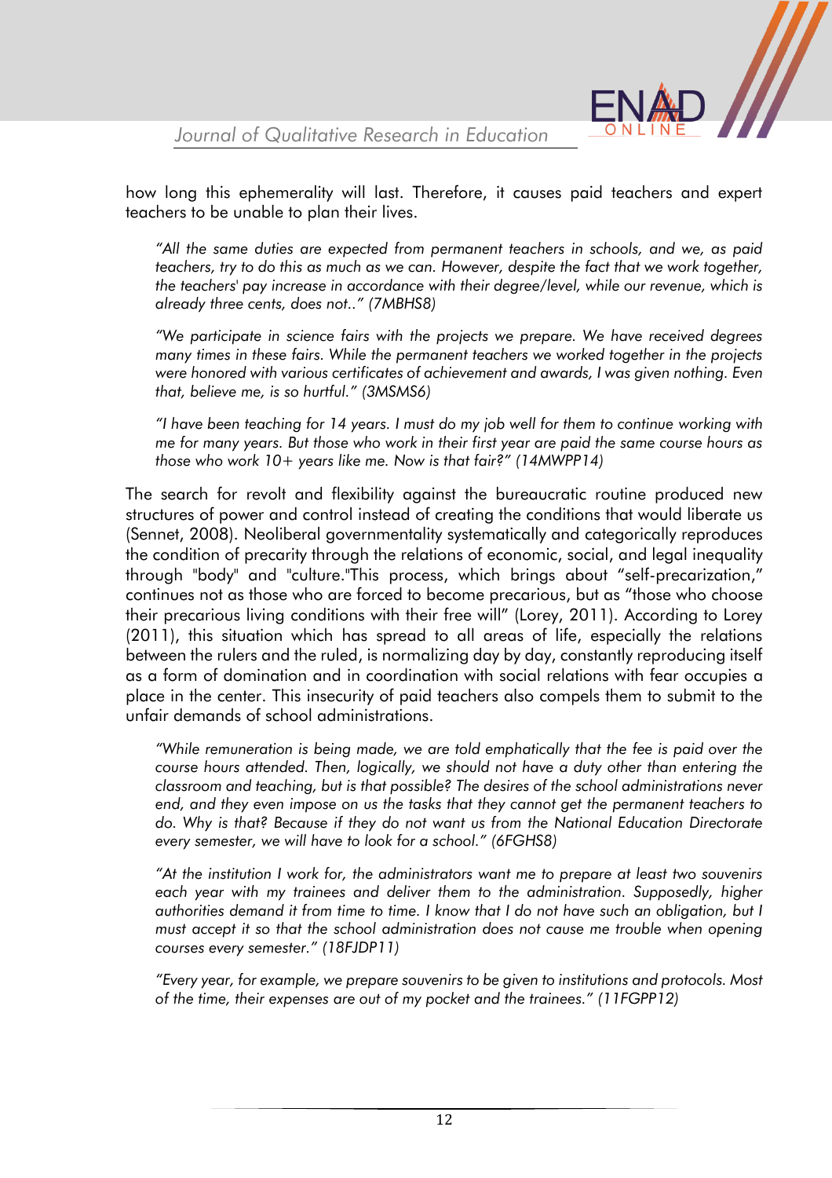how long this ephemerality will last. Therefore, it causes paid teachers and expert teachers to be unable to plan their lives.

> *"All the same duties are expected from permanent teachers in schools, and we, as paid teachers, try to do this as much as we can. However, despite the fact that we work together, the teachers' pay increase in accordance with their degree/level, while our revenue, which is already three cents, does not.." (7MBHS8)*

> *"We participate in science fairs with the projects we prepare. We have received degrees many times in these fairs. While the permanent teachers we worked together in the projects were honored with various certificates of achievement and awards, I was given nothing. Even that, believe me, is so hurtful." (3MSMS6)*

> *"I have been teaching for 14 years. I must do my job well for them to continue working with me for many years. But those who work in their first year are paid the same course hours as those who work 10+ years like me. Now is that fair?" (14MWPP14)*

The search for revolt and flexibility against the bureaucratic routine produced new structures of power and control instead of creating the conditions that would liberate us (Sennet, 2008). Neoliberal governmentality systematically and categorically reproduces the condition of precarity through the relations of economic, social, and legal inequality through "body" and "culture."This process, which brings about "self-precarization," continues not as those who are forced to become precarious, but as "those who choose their precarious living conditions with their free will" (Lorey, 2011). According to Lorey (2011), this situation which has spread to all areas of life, especially the relations between the rulers and the ruled, is normalizing day by day, constantly reproducing itself as a form of domination and in coordination with social relations with fear occupies a place in the center. This insecurity of paid teachers also compels them to submit to the unfair demands of school administrations.

> *"While remuneration is being made, we are told emphatically that the fee is paid over the course hours attended. Then, logically, we should not have a duty other than entering the classroom and teaching, but is that possible? The desires of the school administrations never end, and they even impose on us the tasks that they cannot get the permanent teachers to do. Why is that? Because if they do not want us from the National Education Directorate every semester, we will have to look for a school." (6FGHS8)*

> *"At the institution I work for, the administrators want me to prepare at least two souvenirs each year with my trainees and deliver them to the administration. Supposedly, higher authorities demand it from time to time. I know that I do not have such an obligation, but I must accept it so that the school administration does not cause me trouble when opening courses every semester." (18FJDP11)*

> *"Every year, for example, we prepare souvenirs to be given to institutions and protocols. Most of the time, their expenses are out of my pocket and the trainees." (11FGPP12)*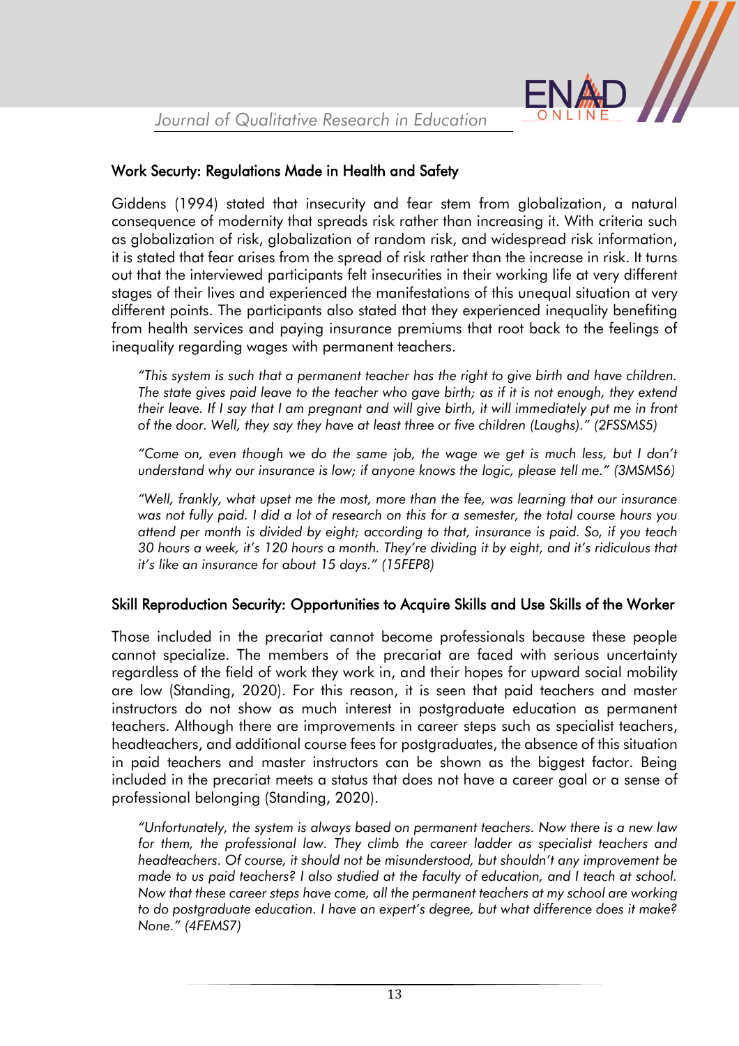### Work Securty: Regulations Made in Health and Safety

Giddens (1994) stated that insecurity and fear stem from globalization, a natural consequence of modernity that spreads risk rather than increasing it. With criteria such as globalization of risk, globalization of random risk, and widespread risk information, it is stated that fear arises from the spread of risk rather than the increase in risk. It turns out that the interviewed participants felt insecurities in their working life at very different stages of their lives and experienced the manifestations of this unequal situation at very different points. The participants also stated that they experienced inequality benefiting from health services and paying insurance premiums that root back to the feelings of inequality regarding wages with permanent teachers.

> *"This system is such that a permanent teacher has the right to give birth and have children. The state gives paid leave to the teacher who gave birth; as if it is not enough, they extend their leave. If I say that I am pregnant and will give birth, it will immediately put me in front of the door. Well, they say they have at least three or five children (Laughs)." (2FSSMS5)*

> *"Come on, even though we do the same job, the wage we get is much less, but I don't understand why our insurance is low; if anyone knows the logic, please tell me." (3MSMS6)*

> *"Well, frankly, what upset me the most, more than the fee, was learning that our insurance was not fully paid. I did a lot of research on this for a semester, the total course hours you attend per month is divided by eight; according to that, insurance is paid. So, if you teach 30 hours a week, it's 120 hours a month. They're dividing it by eight, and it's ridiculous that it's like an insurance for about 15 days." (15FEP8)*

### Skill Reproduction Security: Opportunities to Acquire Skills and Use Skills of the Worker

Those included in the precariat cannot become professionals because these people cannot specialize. The members of the precariat are faced with serious uncertainty regardless of the field of work they work in, and their hopes for upward social mobility are low (Standing, 2020). For this reason, it is seen that paid teachers and master instructors do not show as much interest in postgraduate education as permanent teachers. Although there are improvements in career steps such as specialist teachers, headteachers, and additional course fees for postgraduates, the absence of this situation in paid teachers and master instructors can be shown as the biggest factor. Being included in the precariat meets a status that does not have a career goal or a sense of professional belonging (Standing, 2020).

> *"Unfortunately, the system is always based on permanent teachers. Now there is a new law for them, the professional law. They climb the career ladder as specialist teachers and headteachers. Of course, it should not be misunderstood, but shouldn't any improvement be made to us paid teachers? I also studied at the faculty of education, and I teach at school. Now that these career steps have come, all the permanent teachers at my school are working to do postgraduate education. I have an expert's degree, but what difference does it make? None." (4FEMS7)*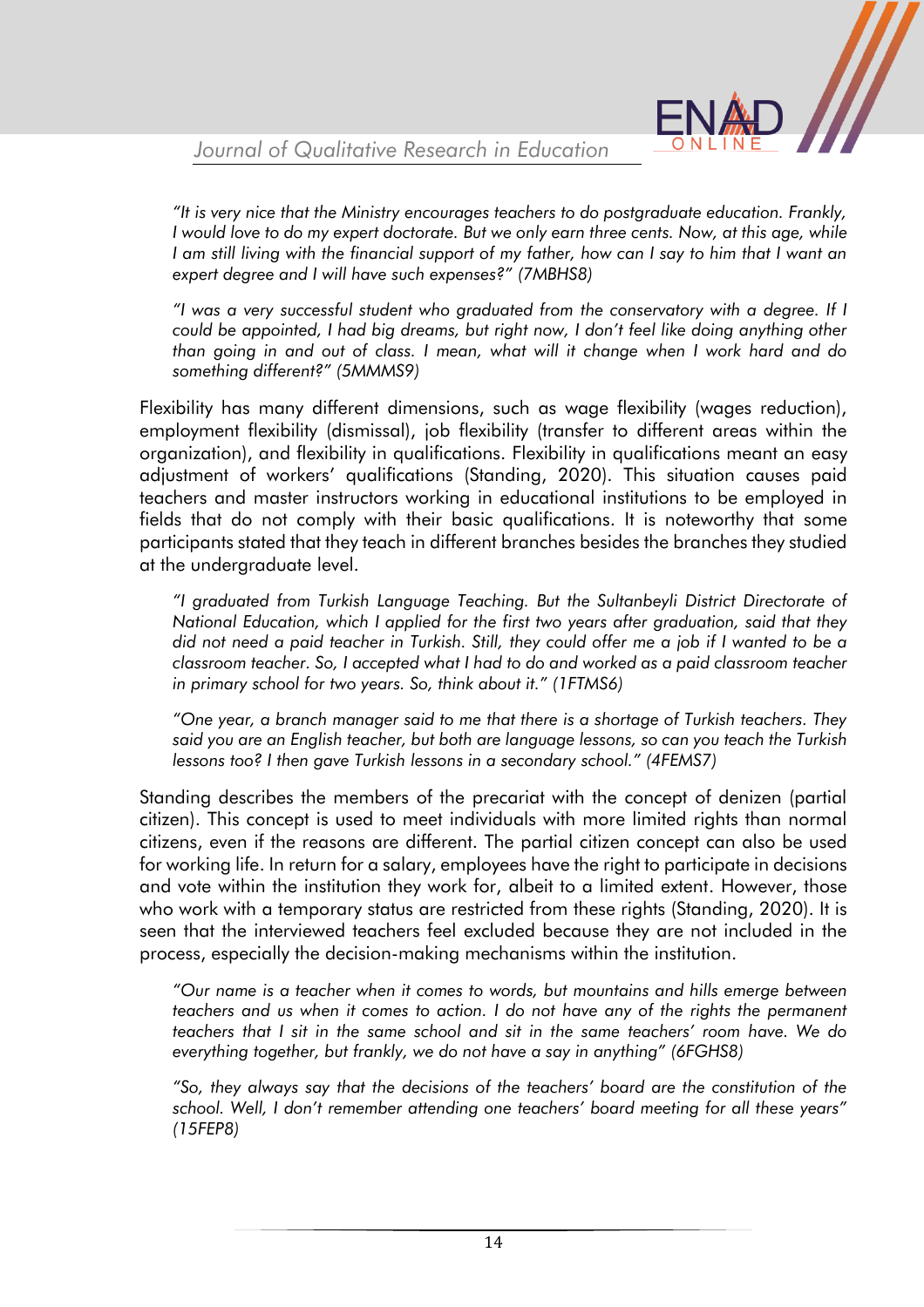*"It is very nice that the Ministry encourages teachers to do postgraduate education. Frankly, I would love to do my expert doctorate. But we only earn three cents. Now, at this age, while I am still living with the financial support of my father, how can I say to him that I want an expert degree and I will have such expenses?" (7MBHS8)*

*"I was a very successful student who graduated from the conservatory with a degree. If I could be appointed, I had big dreams, but right now, I don't feel like doing anything other than going in and out of class. I mean, what will it change when I work hard and do something different?" (5MMMS9)*

Flexibility has many different dimensions, such as wage flexibility (wages reduction), employment flexibility (dismissal), job flexibility (transfer to different areas within the organization), and flexibility in qualifications. Flexibility in qualifications meant an easy adjustment of workers' qualifications (Standing, 2020). This situation causes paid teachers and master instructors working in educational institutions to be employed in fields that do not comply with their basic qualifications. It is noteworthy that some participants stated that they teach in different branches besides the branches they studied at the undergraduate level.

*"I graduated from Turkish Language Teaching. But the Sultanbeyli District Directorate of National Education, which I applied for the first two years after graduation, said that they did not need a paid teacher in Turkish. Still, they could offer me a job if I wanted to be a classroom teacher. So, I accepted what I had to do and worked as a paid classroom teacher in primary school for two years. So, think about it." (1FTMS6)*

*"One year, a branch manager said to me that there is a shortage of Turkish teachers. They said you are an English teacher, but both are language lessons, so can you teach the Turkish lessons too? I then gave Turkish lessons in a secondary school." (4FEMS7)*

Standing describes the members of the precariat with the concept of denizen (partial citizen). This concept is used to meet individuals with more limited rights than normal citizens, even if the reasons are different. The partial citizen concept can also be used for working life. In return for a salary, employees have the right to participate in decisions and vote within the institution they work for, albeit to a limited extent. However, those who work with a temporary status are restricted from these rights (Standing, 2020). It is seen that the interviewed teachers feel excluded because they are not included in the process, especially the decision-making mechanisms within the institution.

*"Our name is a teacher when it comes to words, but mountains and hills emerge between teachers and us when it comes to action. I do not have any of the rights the permanent teachers that I sit in the same school and sit in the same teachers' room have. We do everything together, but frankly, we do not have a say in anything" (6FGHS8)*

*"So, they always say that the decisions of the teachers' board are the constitution of the school. Well, I don't remember attending one teachers' board meeting for all these years" (15FEP8)*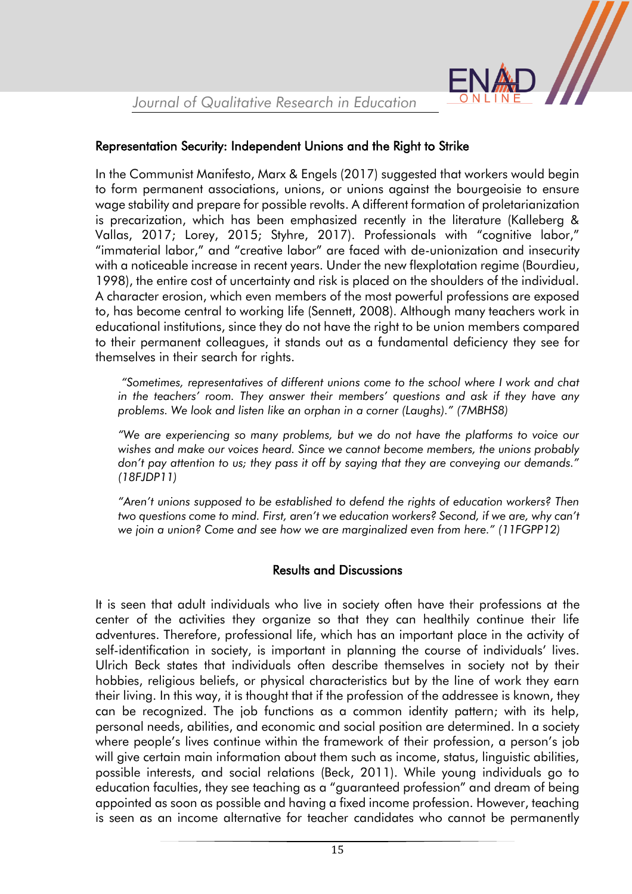### Representation Security: Independent Unions and the Right to Strike

In the Communist Manifesto, Marx & Engels (2017) suggested that workers would begin to form permanent associations, unions, or unions against the bourgeoisie to ensure wage stability and prepare for possible revolts. A different formation of proletarianization is precarization, which has been emphasized recently in the literature (Kalleberg & Vallas, 2017; Lorey, 2015; Styhre, 2017). Professionals with "cognitive labor," "immaterial labor," and "creative labor" are faced with de-unionization and insecurity with a noticeable increase in recent years. Under the new flexplotation regime (Bourdieu, 1998), the entire cost of uncertainty and risk is placed on the shoulders of the individual. A character erosion, which even members of the most powerful professions are exposed to, has become central to working life (Sennett, 2008). Although many teachers work in educational institutions, since they do not have the right to be union members compared to their permanent colleagues, it stands out as a fundamental deficiency they see for themselves in their search for rights.

> *"Sometimes, representatives of different unions come to the school where I work and chat in the teachers' room. They answer their members' questions and ask if they have any problems. We look and listen like an orphan in a corner (Laughs)." (7MBHS8)*

> *"We are experiencing so many problems, but we do not have the platforms to voice our wishes and make our voices heard. Since we cannot become members, the unions probably don't pay attention to us; they pass it off by saying that they are conveying our demands." (18FJDP11)*

> *"Aren't unions supposed to be established to defend the rights of education workers? Then two questions come to mind. First, aren't we education workers? Second, if we are, why can't we join a union? Come and see how we are marginalized even from here." (11FGPP12)*

## Results and Discussions

It is seen that adult individuals who live in society often have their professions at the center of the activities they organize so that they can healthily continue their life adventures. Therefore, professional life, which has an important place in the activity of self-identification in society, is important in planning the course of individuals' lives. Ulrich Beck states that individuals often describe themselves in society not by their hobbies, religious beliefs, or physical characteristics but by the line of work they earn their living. In this way, it is thought that if the profession of the addressee is known, they can be recognized. The job functions as a common identity pattern; with its help, personal needs, abilities, and economic and social position are determined. In a society where people's lives continue within the framework of their profession, a person's job will give certain main information about them such as income, status, linguistic abilities, possible interests, and social relations (Beck, 2011). While young individuals go to education faculties, they see teaching as a "guaranteed profession" and dream of being appointed as soon as possible and having a fixed income profession. However, teaching is seen as an income alternative for teacher candidates who cannot be permanently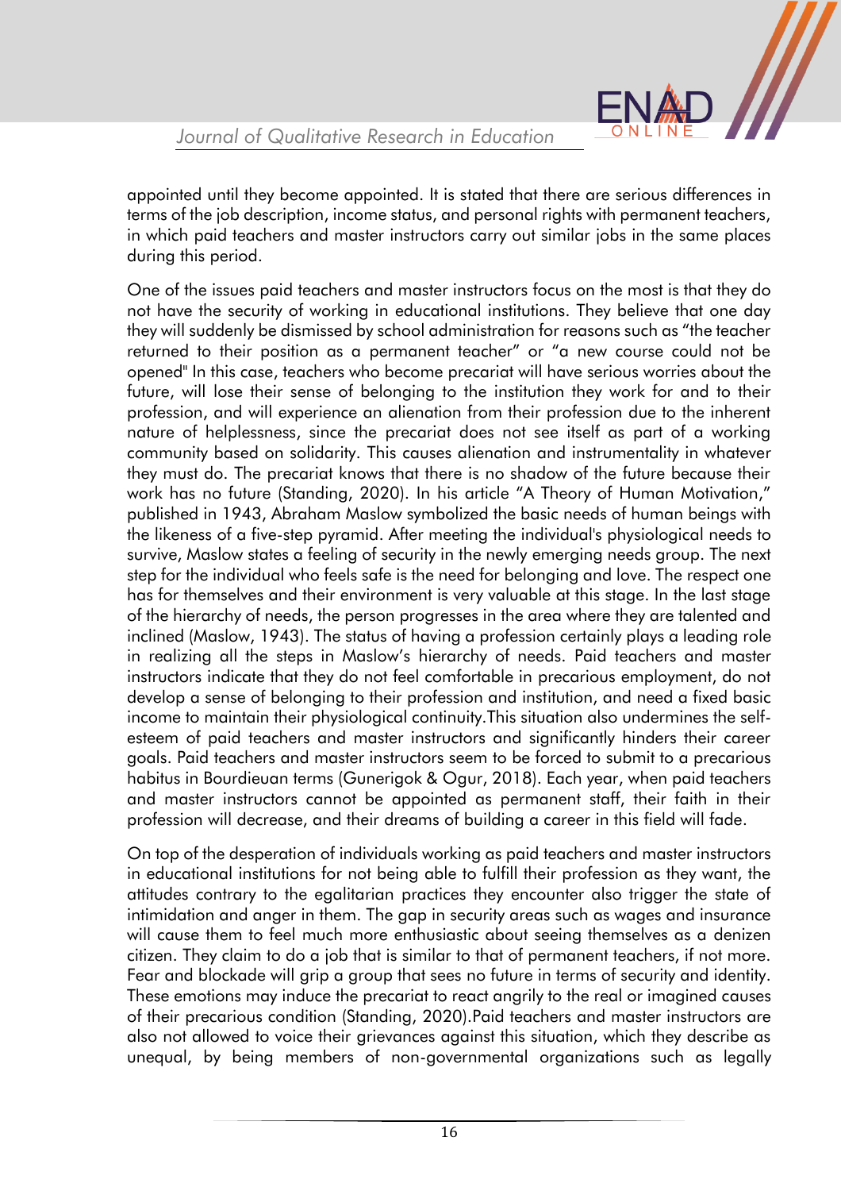appointed until they become appointed. It is stated that there are serious differences in terms of the job description, income status, and personal rights with permanent teachers, in which paid teachers and master instructors carry out similar jobs in the same places during this period.

One of the issues paid teachers and master instructors focus on the most is that they do not have the security of working in educational institutions. They believe that one day they will suddenly be dismissed by school administration for reasons such as "the teacher returned to their position as a permanent teacher" or "a new course could not be opened" In this case, teachers who become precariat will have serious worries about the future, will lose their sense of belonging to the institution they work for and to their profession, and will experience an alienation from their profession due to the inherent nature of helplessness, since the precariat does not see itself as part of a working community based on solidarity. This causes alienation and instrumentality in whatever they must do. The precariat knows that there is no shadow of the future because their work has no future (Standing, 2020). In his article "A Theory of Human Motivation," published in 1943, Abraham Maslow symbolized the basic needs of human beings with the likeness of a five-step pyramid. After meeting the individual's physiological needs to survive, Maslow states a feeling of security in the newly emerging needs group. The next step for the individual who feels safe is the need for belonging and love. The respect one has for themselves and their environment is very valuable at this stage. In the last stage of the hierarchy of needs, the person progresses in the area where they are talented and inclined (Maslow, 1943). The status of having a profession certainly plays a leading role in realizing all the steps in Maslow's hierarchy of needs. Paid teachers and master instructors indicate that they do not feel comfortable in precarious employment, do not develop a sense of belonging to their profession and institution, and need a fixed basic income to maintain their physiological continuity.This situation also undermines the self-esteem of paid teachers and master instructors and significantly hinders their career goals. Paid teachers and master instructors seem to be forced to submit to a precarious habitus in Bourdieuan terms (Gunerigok & Ogur, 2018). Each year, when paid teachers and master instructors cannot be appointed as permanent staff, their faith in their profession will decrease, and their dreams of building a career in this field will fade.

On top of the desperation of individuals working as paid teachers and master instructors in educational institutions for not being able to fulfill their profession as they want, the attitudes contrary to the egalitarian practices they encounter also trigger the state of intimidation and anger in them. The gap in security areas such as wages and insurance will cause them to feel much more enthusiastic about seeing themselves as a denizen citizen. They claim to do a job that is similar to that of permanent teachers, if not more. Fear and blockade will grip a group that sees no future in terms of security and identity. These emotions may induce the precariat to react angrily to the real or imagined causes of their precarious condition (Standing, 2020).Paid teachers and master instructors are also not allowed to voice their grievances against this situation, which they describe as unequal, by being members of non-governmental organizations such as legally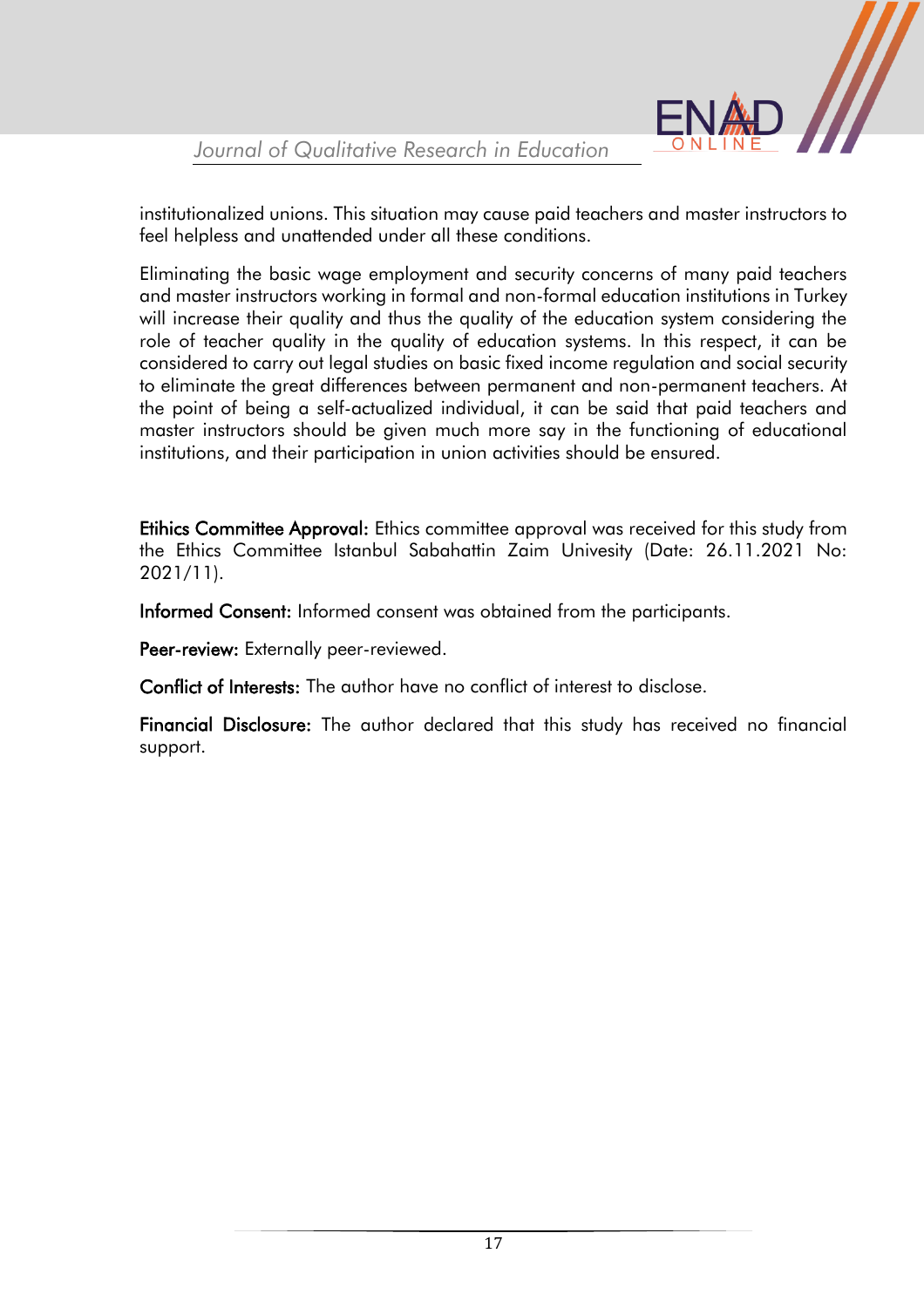institutionalized unions. This situation may cause paid teachers and master instructors to feel helpless and unattended under all these conditions.

Eliminating the basic wage employment and security concerns of many paid teachers and master instructors working in formal and non-formal education institutions in Turkey will increase their quality and thus the quality of the education system considering the role of teacher quality in the quality of education systems. In this respect, it can be considered to carry out legal studies on basic fixed income regulation and social security to eliminate the great differences between permanent and non-permanent teachers. At the point of being a self-actualized individual, it can be said that paid teachers and master instructors should be given much more say in the functioning of educational institutions, and their participation in union activities should be ensured.

**Etihics Committee Approval:** Ethics committee approval was received for this study from the Ethics Committee Istanbul Sabahattin Zaim Univesity (Date: 26.11.2021 No: 2021/11).

**Informed Consent:** Informed consent was obtained from the participants.

**Peer-review:** Externally peer-reviewed.

**Conflict of Interests:** The author have no conflict of interest to disclose.

**Financial Disclosure:** The author declared that this study has received no financial support.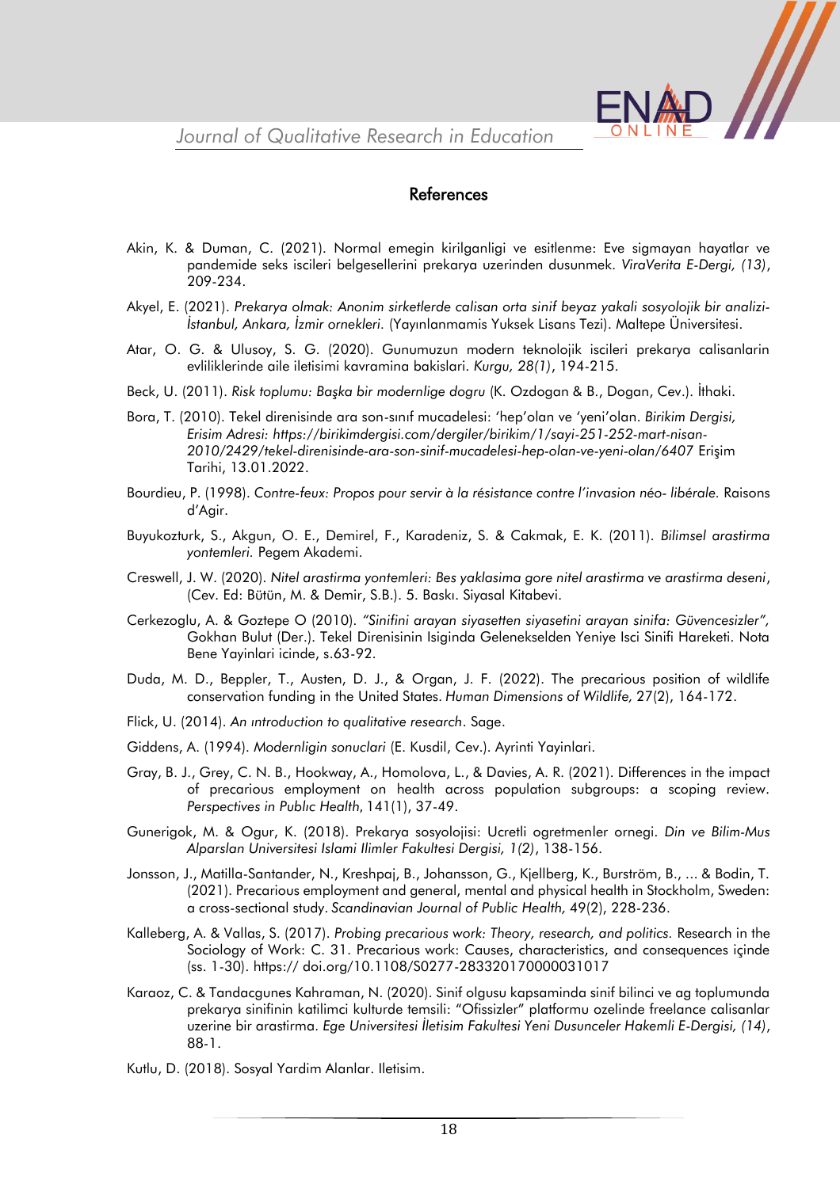## References

Akin, K. & Duman, C. (2021). Normal emegin kirilganligi ve esitlenme: Eve sigmayan hayatlar ve pandemide seks iscileri belgesellerini prekarya uzerinden dusunmek. *ViraVerita E-Dergi, (13)*, 209-234.

Akyel, E. (2021). *Prekarya olmak: Anonim sirketlerde calisan orta sinif beyaz yakali sosyolojik bir analizi-İstanbul, Ankara, İzmir ornekleri.* (Yayınlanmamis Yuksek Lisans Tezi). Maltepe Üniversitesi.

Atar, O. G. & Ulusoy, S. G. (2020). Gunumuzun modern teknolojik iscileri prekarya calisanlarin evliliklerinde aile iletisimi kavramina bakislari. *Kurgu, 28(1)*, 194-215.

Beck, U. (2011). *Risk toplumu: Başka bir modernlige dogru* (K. Ozdogan & B., Dogan, Cev.). İthaki.

Bora, T. (2010). Tekel direnisinde ara son-sınıf mucadelesi: 'hep'olan ve 'yeni'olan. *Birikim Dergisi, Erisim Adresi: https://birikimdergisi.com/dergiler/birikim/1/sayi-251-252-mart-nisan-2010/2429/tekel-direnisinde-ara-son-sinif-mucadelesi-hep-olan-ve-yeni-olan/6407* Erişim Tarihi, 13.01.2022.

Bourdieu, P. (1998). *Contre-feux: Propos pour servir à la résistance contre l'invasion néo- libérale.* Raisons d'Agir.

Buyukozturk, S., Akgun, O. E., Demirel, F., Karadeniz, S. & Cakmak, E. K. (2011). *Bilimsel arastirma yontemleri.* Pegem Akademi.

Creswell, J. W. (2020). *Nitel arastirma yontemleri: Bes yaklasima gore nitel arastirma ve arastirma deseni*, (Cev. Ed: Bütün, M. & Demir, S.B.). 5. Baskı. Siyasal Kitabevi.

Cerkezoglu, A. & Goztepe O (2010). *"Sinifini arayan siyasetten siyasetini arayan sinifa: Güvencesizler",* Gokhan Bulut (Der.). Tekel Direnisinin Isiginda Gelenekselden Yeniye Isci Sinifi Hareketi. Nota Bene Yayinlari icinde, s.63-92.

Duda, M. D., Beppler, T., Austen, D. J., & Organ, J. F. (2022). The precarious position of wildlife conservation funding in the United States. *Human Dimensions of Wildlife,* 27(2), 164-172.

Flick, U. (2014). *An ıntroduction to qualitative research*. Sage.

Giddens, A. (1994). *Modernligin sonuclari* (E. Kusdil, Cev.). Ayrinti Yayinlari.

Gray, B. J., Grey, C. N. B., Hookway, A., Homolova, L., & Davies, A. R. (2021). Differences in the impact of precarious employment on health across population subgroups: a scoping review. *Perspectives in Publıc Health*, 141(1), 37-49.

Gunerigok, M. & Ogur, K. (2018). Prekarya sosyolojisi: Ucretli ogretmenler ornegi. *Din ve Bilim-Mus Alparslan Universitesi Islami Ilimler Fakultesi Dergisi, 1(2)*, 138-156.

Jonsson, J., Matilla-Santander, N., Kreshpaj, B., Johansson, G., Kjellberg, K., Burström, B., ... & Bodin, T. (2021). Precarious employment and general, mental and physical health in Stockholm, Sweden: a cross-sectional study. *Scandinavian Journal of Public Health,* 49(2), 228-236.

Kalleberg, A. & Vallas, S. (2017). *Probing precarious work: Theory, research, and politics.* Research in the Sociology of Work: C. 31. Precarious work: Causes, characteristics, and consequences içinde (ss. 1-30). https:// doi.org/10.1108/S0277-283320170000031017

Karaoz, C. & Tandacgunes Kahraman, N. (2020). Sinif olgusu kapsaminda sinif bilinci ve ag toplumunda prekarya sinifinin katilimci kulturde temsili: "Ofissizler" platformu ozelinde freelance calisanlar uzerine bir arastirma. *Ege Universitesi İletisim Fakultesi Yeni Dusunceler Hakemli E-Dergisi, (14)*, 88-1.

Kutlu, D. (2018). Sosyal Yardim Alanlar. Iletisim.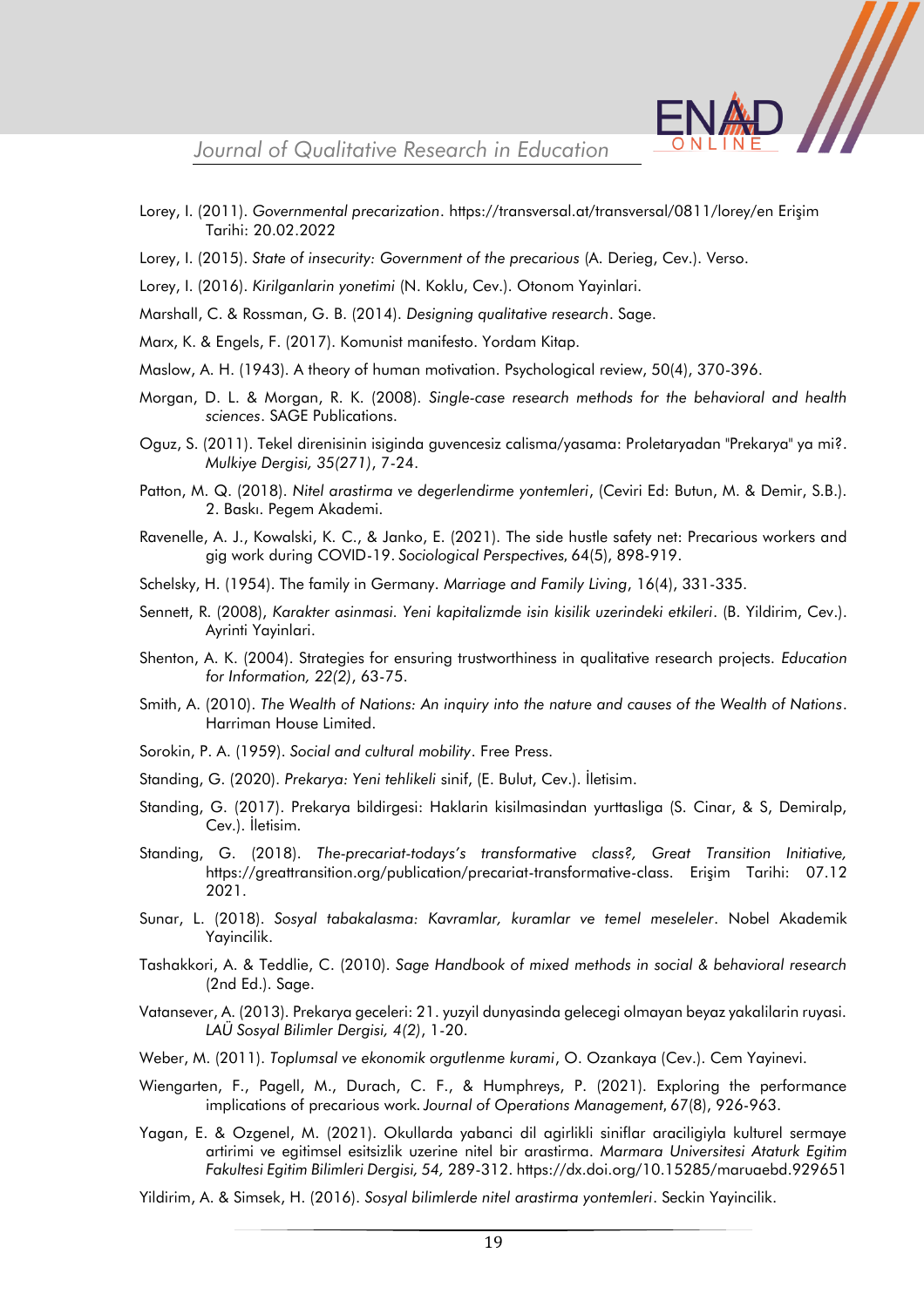Lorey, I. (2011). *Governmental precarization*. https://transversal.at/transversal/0811/lorey/en Erişim Tarihi: 20.02.2022

Lorey, I. (2015). *State of insecurity: Government of the precarious* (A. Derieg, Cev.). Verso.

Lorey, I. (2016). *Kirilganlarin yonetimi* (N. Koklu, Cev.). Otonom Yayinlari.

Marshall, C. & Rossman, G. B. (2014). *Designing qualitative research*. Sage.

Marx, K. & Engels, F. (2017). Komunist manifesto. Yordam Kitap.

Maslow, A. H. (1943). A theory of human motivation. Psychological review, 50(4), 370-396.

Morgan, D. L. & Morgan, R. K. (2008). *Single-case research methods for the behavioral and health sciences*. SAGE Publications.

Oguz, S. (2011). Tekel direnisinin isiginda guvencesiz calisma/yasama: Proletaryadan "Prekarya" ya mi?. *Mulkiye Dergisi, 35(271)*, 7-24.

Patton, M. Q. (2018). *Nitel arastirma ve degerlendirme yontemleri*, (Ceviri Ed: Butun, M. & Demir, S.B.). 2. Baskı. Pegem Akademi.

Ravenelle, A. J., Kowalski, K. C., & Janko, E. (2021). The side hustle safety net: Precarious workers and gig work during COVID-19. *Sociological Perspectives*, 64(5), 898-919.

Schelsky, H. (1954). The family in Germany. *Marriage and Family Living*, 16(4), 331-335.

Sennett, R. (2008), *Karakter asinmasi. Yeni kapitalizmde isin kisilik uzerindeki etkileri*. (B. Yildirim, Cev.). Ayrinti Yayinlari.

Shenton, A. K. (2004). Strategies for ensuring trustworthiness in qualitative research projects. *Education for Information, 22(2)*, 63-75.

Smith, A. (2010). *The Wealth of Nations: An inquiry into the nature and causes of the Wealth of Nations*. Harriman House Limited.

Sorokin, P. A. (1959). *Social and cultural mobility*. Free Press.

Standing, G. (2020). *Prekarya: Yeni tehlikeli* sinif, (E. Bulut, Cev.). İletisim.

Standing, G. (2017). Prekarya bildirgesi: Haklarin kisilmasindan yurttasliga (S. Cinar, & S, Demiralp, Cev.). İletisim.

Standing, G. (2018). *The-precariat-todays's transformative class?, Great Transition Initiative,* https://greattransition.org/publication/precariat-transformative-class. Erişim Tarihi: 07.12 2021.

Sunar, L. (2018). *Sosyal tabakalasma: Kavramlar, kuramlar ve temel meseleler*. Nobel Akademik Yayincilik.

Tashakkori, A. & Teddlie, C. (2010). *Sage Handbook of mixed methods in social & behavioral research* (2nd Ed.). Sage.

Vatansever, A. (2013). Prekarya geceleri: 21. yuzyil dunyasinda gelecegi olmayan beyaz yakalilarin ruyasi. *LAÜ Sosyal Bilimler Dergisi, 4(2)*, 1-20.

Weber, M. (2011). *Toplumsal ve ekonomik orgutlenme kurami*, O. Ozankaya (Cev.). Cem Yayinevi.

Wiengarten, F., Pagell, M., Durach, C. F., & Humphreys, P. (2021). Exploring the performance implications of precarious work. *Journal of Operations Management*, 67(8), 926-963.

Yagan, E. & Ozgenel, M. (2021). Okullarda yabanci dil agirlikli siniflar araciligiyla kulturel sermaye artirimi ve egitimsel esitsizlik uzerine nitel bir arastirma. *Marmara Universitesi Ataturk Egitim Fakultesi Egitim Bilimleri Dergisi, 54,* 289-312. https://dx.doi.org/10.15285/maruaebd.929651

Yildirim, A. & Simsek, H. (2016). *Sosyal bilimlerde nitel arastirma yontemleri*. Seckin Yayincilik.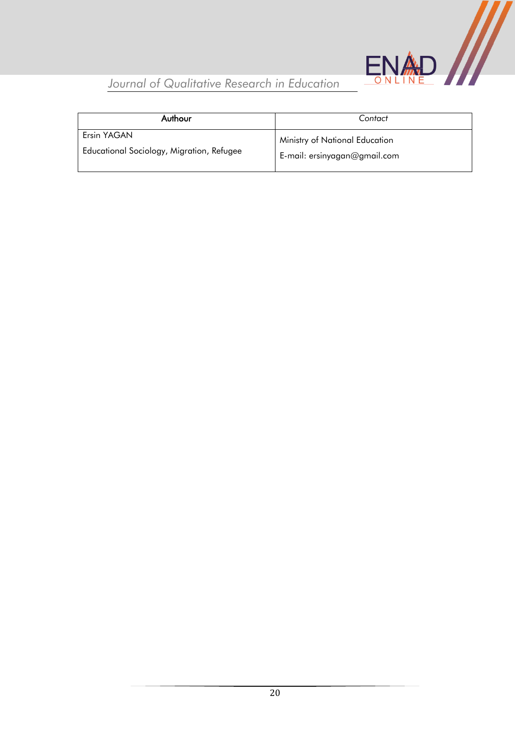| Authour | *Contact* |
|---|---|
| Ersin YAGAN<br>Educational Sociology, Migration, Refugee | Ministry of National Education<br>E-mail: ersinyagan@gmail.com |